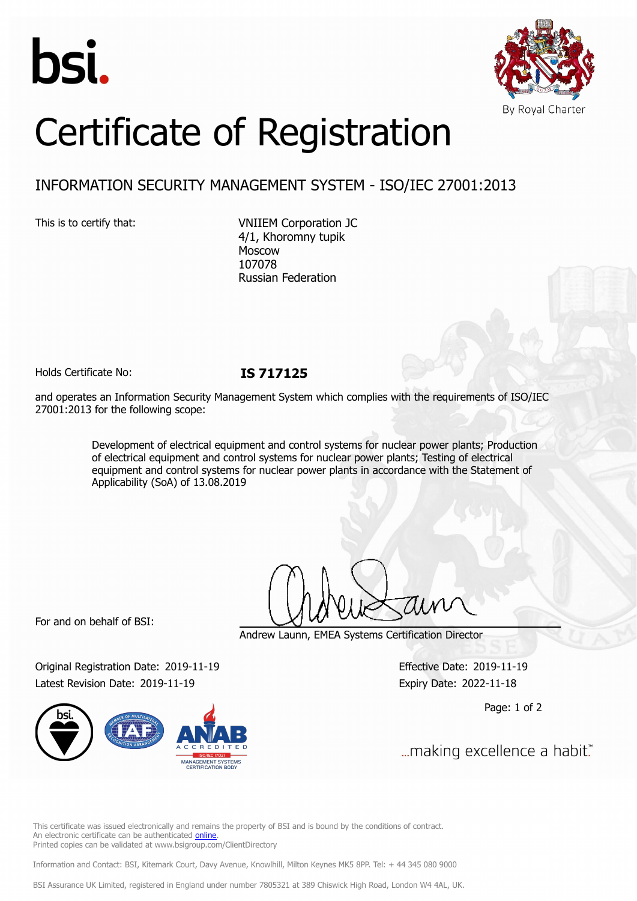bsi.

By Royal Charter

# Certificate of Registration

## INFORMATION SECURITY MANAGEMENT SYSTEM - ISO/IEC 27001:2013

This is to certify that:

VNIIEM Corporation JC
4/1, Khoromny tupik
Moscow
107078
Russian Federation

Holds Certificate No: **IS 717125**

and operates an Information Security Management System which complies with the requirements of ISO/IEC 27001:2013 for the following scope:

Development of electrical equipment and control systems for nuclear power plants; Production of electrical equipment and control systems for nuclear power plants; Testing of electrical equipment and control systems for nuclear power plants in accordance with the Statement of Applicability (SoA) of 13.08.2019

For and on behalf of BSI:

Andrew Launn, EMEA Systems Certification Director

Original Registration Date: 2019-11-19
Latest Revision Date: 2019-11-19

Effective Date: 2019-11-19
Expiry Date: 2022-11-18

ANAB ACCREDITED ISO/IEC 17021 MANAGEMENT SYSTEMS CERTIFICATION BODY

...making excellence a habit.™

This certificate was issued electronically and remains the property of BSI and is bound by the conditions of contract.
An electronic certificate can be authenticated online.
Printed copies can be validated at www.bsigroup.com/ClientDirectory

Information and Contact: BSI, Kitemark Court, Davy Avenue, Knowlhill, Milton Keynes MK5 8PP. Tel: + 44 345 080 9000

BSI Assurance UK Limited, registered in England under number 7805321 at 389 Chiswick High Road, London W4 4AL, UK.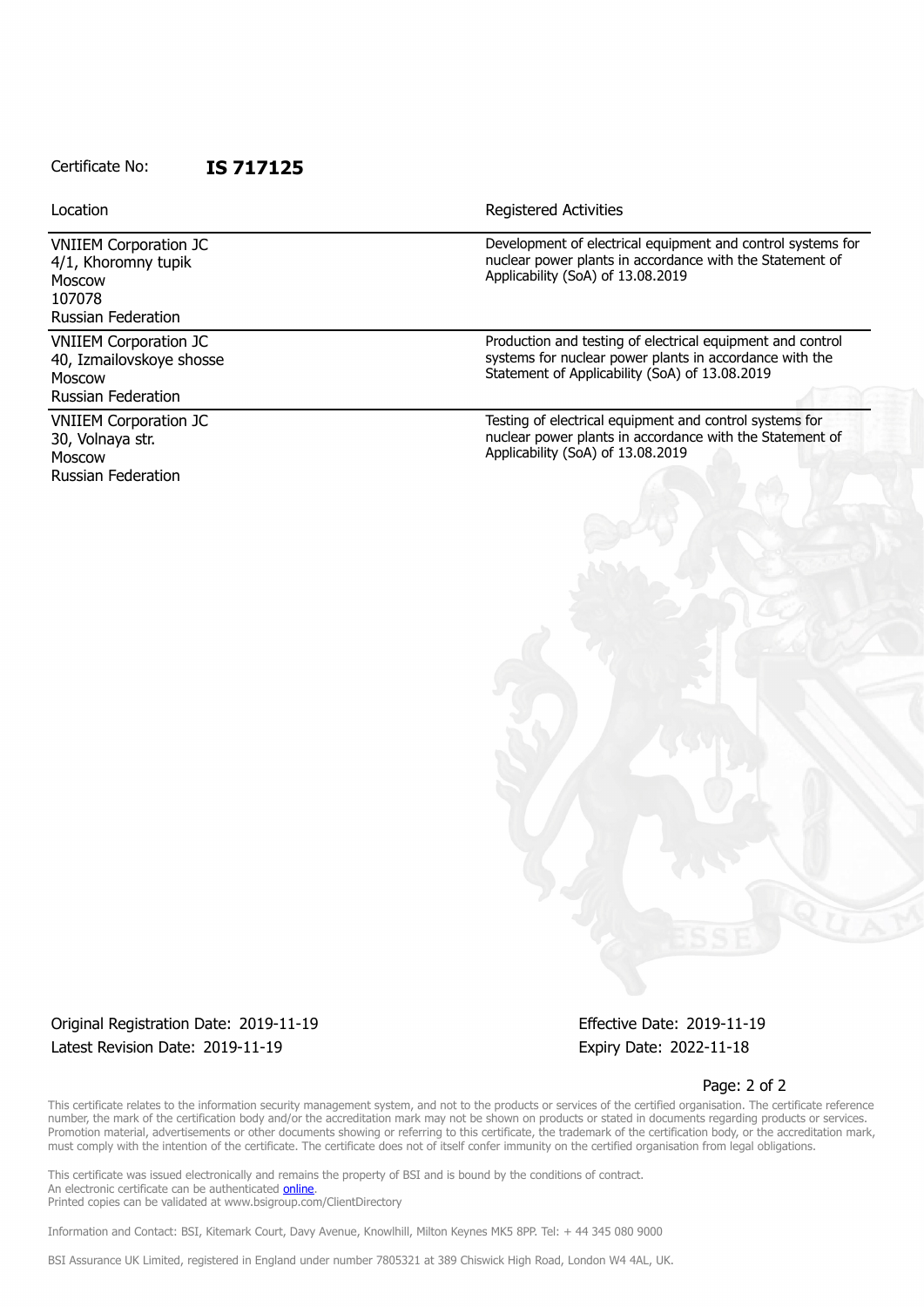Certificate No: **IS 717125**

| Location | Registered Activities |
| --- | --- |
| VNIIEM Corporation JC<br>4/1, Khoromny tupik<br>Moscow<br>107078<br>Russian Federation | Development of electrical equipment and control systems for nuclear power plants in accordance with the Statement of Applicability (SoA) of 13.08.2019 |
| VNIIEM Corporation JC<br>40, Izmailovskoye shosse<br>Moscow<br>Russian Federation | Production and testing of electrical equipment and control systems for nuclear power plants in accordance with the Statement of Applicability (SoA) of 13.08.2019 |
| VNIIEM Corporation JC<br>30, Volnaya str.<br>Moscow<br>Russian Federation | Testing of electrical equipment and control systems for nuclear power plants in accordance with the Statement of Applicability (SoA) of 13.08.2019 |

Original Registration Date: 2019-11-19
Latest Revision Date: 2019-11-19

Effective Date: 2019-11-19
Expiry Date: 2022-11-18

This certificate relates to the information security management system, and not to the products or services of the certified organisation. The certificate reference number, the mark of the certification body and/or the accreditation mark may not be shown on products or stated in documents regarding products or services. Promotion material, advertisements or other documents showing or referring to this certificate, the trademark of the certification body, or the accreditation mark, must comply with the intention of the certificate. The certificate does not of itself confer immunity on the certified organisation from legal obligations.

This certificate was issued electronically and remains the property of BSI and is bound by the conditions of contract.
An electronic certificate can be authenticated online.
Printed copies can be validated at www.bsigroup.com/ClientDirectory

Information and Contact: BSI, Kitemark Court, Davy Avenue, Knowlhill, Milton Keynes MK5 8PP. Tel: + 44 345 080 9000

BSI Assurance UK Limited, registered in England under number 7805321 at 389 Chiswick High Road, London W4 4AL, UK.